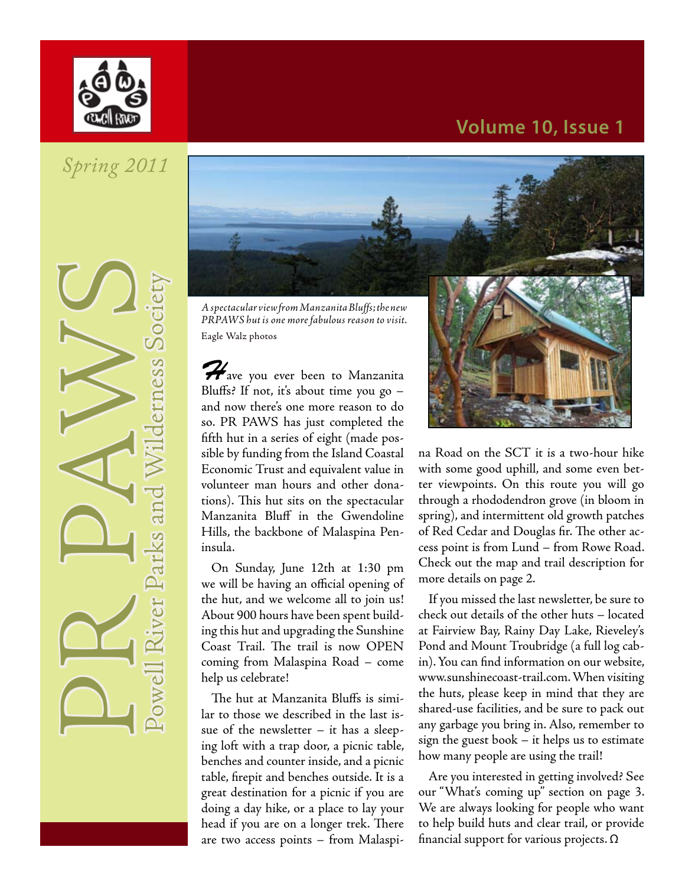# PR PAWS

## Powell River Parks and Wilderness Society

*Spring 2011*

**Volume 10, Issue 1**

*A spectacular view from Manzanita Bluffs; the new PRPAWS hut is one more fabulous reason to visit.*
Eagle Walz photos

Have you ever been to Manzanita Bluffs? If not, it's about time you go – and now there's one more reason to do so. PR PAWS has just completed the fifth hut in a series of eight (made possible by funding from the Island Coastal Economic Trust and equivalent value in volunteer man hours and other donations). This hut sits on the spectacular Manzanita Bluff in the Gwendoline Hills, the backbone of Malaspina Peninsula.

On Sunday, June 12th at 1:30 pm we will be having an official opening of the hut, and we welcome all to join us! About 900 hours have been spent building this hut and upgrading the Sunshine Coast Trail. The trail is now OPEN coming from Malaspina Road – come help us celebrate!

The hut at Manzanita Bluffs is similar to those we described in the last issue of the newsletter – it has a sleeping loft with a trap door, a picnic table, benches and counter inside, and a picnic table, firepit and benches outside. It is a great destination for a picnic if you are doing a day hike, or a place to lay your head if you are on a longer trek. There are two access points – from Malaspina Road on the SCT it is a two-hour hike with some good uphill, and some even better viewpoints. On this route you will go through a rhododendron grove (in bloom in spring), and intermittent old growth patches of Red Cedar and Douglas fir. The other access point is from Lund – from Rowe Road. Check out the map and trail description for more details on page 2.

If you missed the last newsletter, be sure to check out details of the other huts – located at Fairview Bay, Rainy Day Lake, Rieveley's Pond and Mount Troubridge (a full log cabin). You can find information on our website, www.sunshinecoast-trail.com. When visiting the huts, please keep in mind that they are shared-use facilities, and be sure to pack out any garbage you bring in. Also, remember to sign the guest book – it helps us to estimate how many people are using the trail!

Are you interested in getting involved? See our "What's coming up" section on page 3. We are always looking for people who want to help build huts and clear trail, or provide financial support for various projects. Ω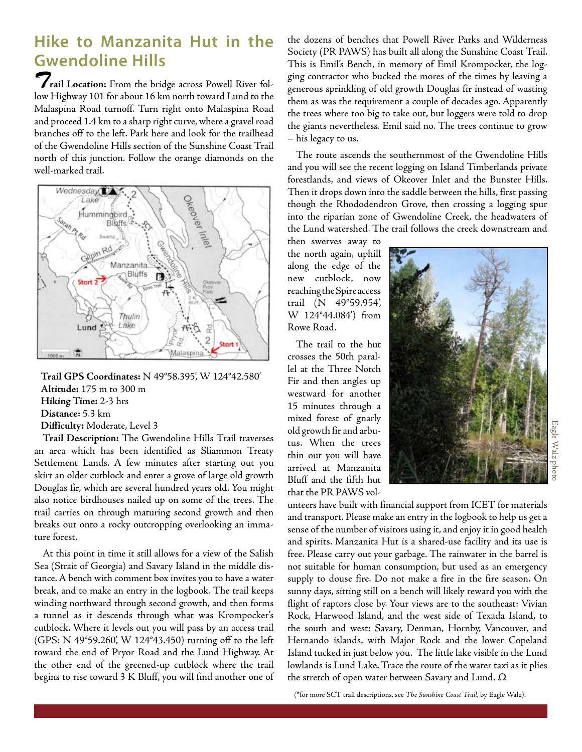## Hike to Manzanita Hut in the Gwendoline Hills

**Trail Location:** From the bridge across Powell River follow Highway 101 for about 16 km north toward Lund to the Malaspina Road turnoff. Turn right onto Malaspina Road and proceed 1.4 km to a sharp right curve, where a gravel road branches off to the left. Park here and look for the trailhead of the Gwendoline Hills section of the Sunshine Coast Trail north of this junction. Follow the orange diamonds on the well-marked trail.

**Trail GPS Coordinates:** N 49°58.395', W 124°42.580'
**Altitude:** 175 m to 300 m
**Hiking Time:** 2-3 hrs
**Distance:** 5.3 km
**Difficulty:** Moderate, Level 3

**Trail Description:** The Gwendoline Hills Trail traverses an area which has been identified as Sliammon Treaty Settlement Lands. A few minutes after starting out you skirt an older cutblock and enter a grove of large old growth Douglas fir, which are several hundred years old. You might also notice birdhouses nailed up on some of the trees. The trail carries on through maturing second growth and then breaks out onto a rocky outcropping overlooking an immature forest.

At this point in time it still allows for a view of the Salish Sea (Strait of Georgia) and Savary Island in the middle distance. A bench with comment box invites you to have a water break, and to make an entry in the logbook. The trail keeps winding northward through second growth, and then forms a tunnel as it descends through what was Krompocker's cutblock. Where it levels out you will pass by an access trail (GPS: N 49°59.260', W 124°43.450) turning off to the left toward the end of Pryor Road and the Lund Highway. At the other end of the greened-up cutblock where the trail begins to rise toward 3 K Bluff, you will find another one of the dozens of benches that Powell River Parks and Wilderness Society (PR PAWS) has built all along the Sunshine Coast Trail. This is Emil's Bench, in memory of Emil Krompocker, the logging contractor who bucked the mores of the times by leaving a generous sprinkling of old growth Douglas fir instead of wasting them as was the requirement a couple of decades ago. Apparently the trees where too big to take out, but loggers were told to drop the giants nevertheless. Emil said no. The trees continue to grow – his legacy to us.

The route ascends the southernmost of the Gwendoline Hills and you will see the recent logging on Island Timberlands private forestlands, and views of Okeover Inlet and the Bunster Hills. Then it drops down into the saddle between the hills, first passing though the Rhododendron Grove, then crossing a logging spur into the riparian zone of Gwendoline Creek, the headwaters of the Lund watershed. The trail follows the creek downstream and then swerves away to the north again, uphill along the edge of the new cutblock, now reaching the Spire access trail (N 49°59.954', W 124°44.084') from Rowe Road.

The trail to the hut crosses the 50th parallel at the Three Notch Fir and then angles up westward for another 15 minutes through a mixed forest of gnarly old growth fir and arbutus. When the trees thin out you will have arrived at Manzanita Bluff and the fifth hut that the PR PAWS volunteers have built with financial support from ICET for materials and transport. Please make an entry in the logbook to help us get a sense of the number of visitors using it, and enjoy it in good health and spirits. Manzanita Hut is a shared-use facility and its use is free. Please carry out your garbage. The rainwater in the barrel is not suitable for human consumption, but used as an emergency supply to douse fire. Do not make a fire in the fire season. On sunny days, sitting still on a bench will likely reward you with the flight of raptors close by. Your views are to the southeast: Vivian Rock, Harwood Island, and the west side of Texada Island, to the south and west: Savary, Denman, Hornby, Vancouver, and Hernando islands, with Major Rock and the lower Copeland Island tucked in just below you. The little lake visible in the Lund lowlands is Lund Lake. Trace the route of the water taxi as it plies the stretch of open water between Savary and Lund. Ω

Eagle Walz photo

(*for more SCT trail descriptions, see *The Sunshine Coast Trail*, by Eagle Walz).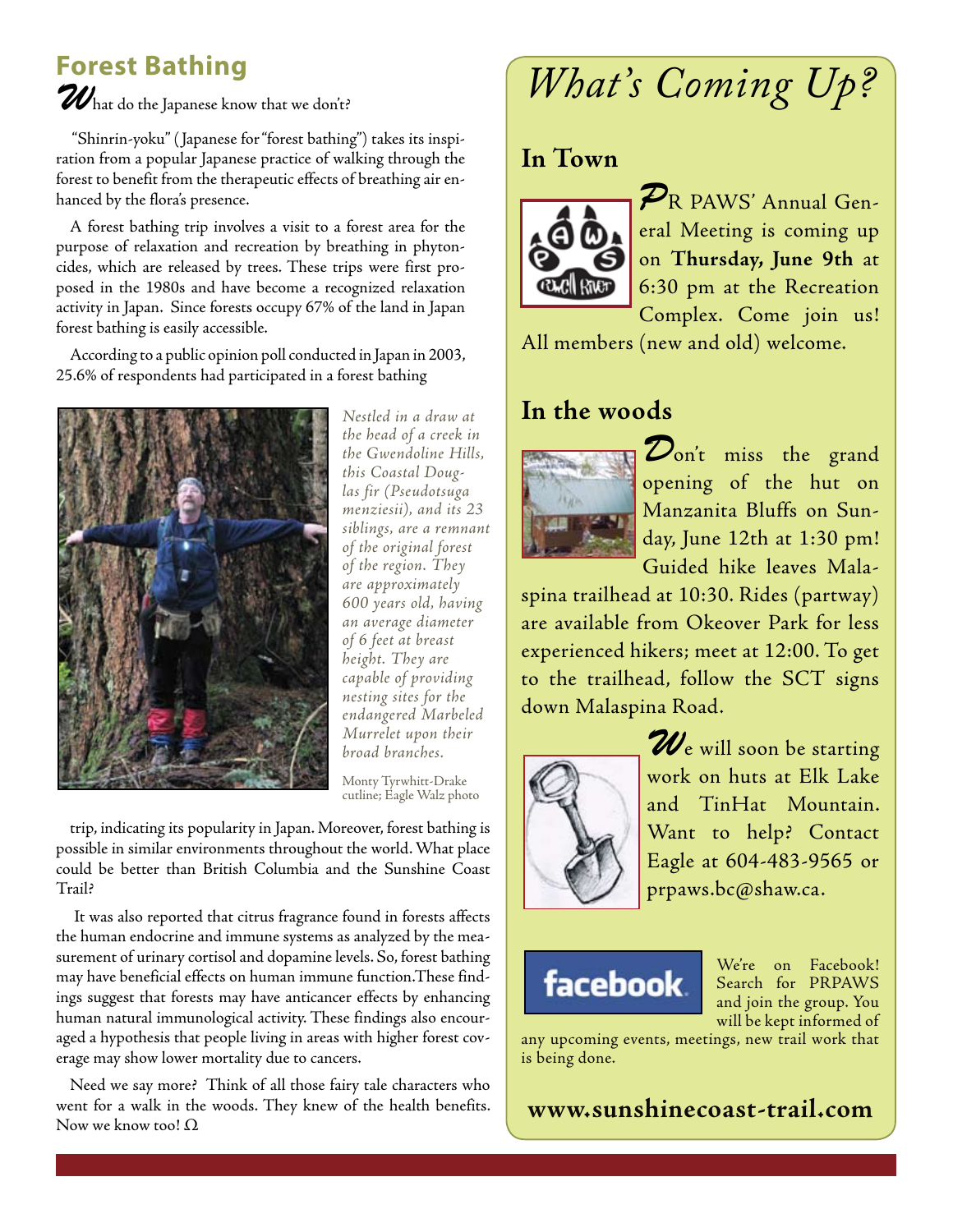## Forest Bathing

**W**hat do the Japanese know that we don't?

"Shinrin-yoku" (Japanese for "forest bathing") takes its inspiration from a popular Japanese practice of walking through the forest to benefit from the therapeutic effects of breathing air enhanced by the flora's presence.

A forest bathing trip involves a visit to a forest area for the purpose of relaxation and recreation by breathing in phytoncides, which are released by trees. These trips were first proposed in the 1980s and have become a recognized relaxation activity in Japan. Since forests occupy 67% of the land in Japan forest bathing is easily accessible.

According to a public opinion poll conducted in Japan in 2003, 25.6% of respondents had participated in a forest bathing trip, indicating its popularity in Japan. Moreover, forest bathing is possible in similar environments throughout the world. What place could be better than British Columbia and the Sunshine Coast Trail?

*Nestled in a draw at the head of a creek in the Gwendoline Hills, this Coastal Douglas fir (Pseudotsuga menziesii), and its 23 siblings, are a remnant of the original forest of the region. They are approximately 600 years old, having an average diameter of 6 feet at breast height. They are capable of providing nesting sites for the endangered Marbeled Murrelet upon their broad branches.*

Monty Tyrwhitt-Drake cutline; Eagle Walz photo

It was also reported that citrus fragrance found in forests affects the human endocrine and immune systems as analyzed by the measurement of urinary cortisol and dopamine levels. So, forest bathing may have beneficial effects on human immune function.These findings suggest that forests may have anticancer effects by enhancing human natural immunological activity. These findings also encouraged a hypothesis that people living in areas with higher forest coverage may show lower mortality due to cancers.

Need we say more? Think of all those fairy tale characters who went for a walk in the woods. They knew of the health benefits. Now we know too! Ω

# *What's Coming Up?*

## In Town

**P**R PAWS' Annual General Meeting is coming up on **Thursday, June 9th** at 6:30 pm at the Recreation Complex. Come join us! All members (new and old) welcome.

## In the woods

**D**on't miss the grand opening of the hut on Manzanita Bluffs on Sunday, June 12th at 1:30 pm! Guided hike leaves Malaspina trailhead at 10:30. Rides (partway) are available from Okeover Park for less experienced hikers; meet at 12:00. To get to the trailhead, follow the SCT signs down Malaspina Road.

**W**e will soon be starting work on huts at Elk Lake and TinHat Mountain. Want to help? Contact Eagle at 604-483-9565 or prpaws.bc@shaw.ca.

We're on Facebook! Search for PRPAWS and join the group. You will be kept informed of any upcoming events, meetings, new trail work that is being done.

**www.sunshinecoast-trail.com**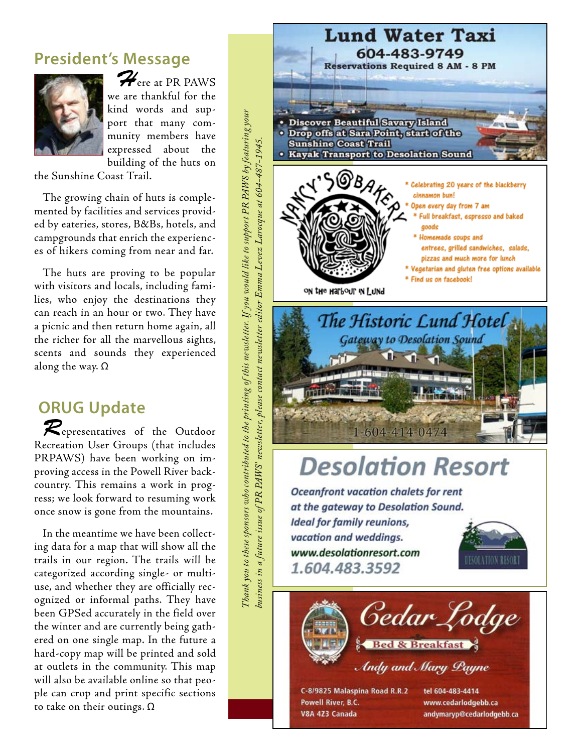## President's Message

Here at PR PAWS we are thankful for the kind words and support that many community members have expressed about the building of the huts on the Sunshine Coast Trail.

The growing chain of huts is complemented by facilities and services provided by eateries, stores, B&Bs, hotels, and campgrounds that enrich the experiences of hikers coming from near and far.

The huts are proving to be popular with visitors and locals, including families, who enjoy the destinations they can reach in an hour or two. They have a picnic and then return home again, all the richer for all the marvellous sights, scents and sounds they experienced along the way. Ω

## ORUG Update

Representatives of the Outdoor Recreation User Groups (that includes PRPAWS) have been working on improving access in the Powell River backcountry. This remains a work in progress; we look forward to resuming work once snow is gone from the mountains.

In the meantime we have been collecting data for a map that will show all the trails in our region. The trails will be categorized according single- or multi-use, and whether they are officially recognized or informal paths. They have been GPSed accurately in the field over the winter and are currently being gathered on one single map. In the future a hard-copy map will be printed and sold at outlets in the community. This map will also be available online so that people can crop and print specific sections to take on their outings. Ω

*Thank you to these sponsors who contributed to the printing of this newsletter. If you would like to support PR PAWS by featuring your business in a future issue of PR PAWS' newsletter, please contact newsletter editor Emma Levez Laroque at 604-487-1945.*

**Lund Water Taxi**
604-483-9749
Reservations Required 8 AM - 8 PM

- Discover Beautiful Savary Island
- Drop offs at Sara Point, start of the Sunshine Coast Trail
- Kayak Transport to Desolation Sound

**Nancy's Bakery**
On the Harbour in Lund

* Celebrating 20 years of the blackberry cinnamon bun!
* Open every day from 7 am
  * Full breakfast, espresso and baked goods
  * Homemade soups and entrees, grilled sandwiches, salads, pizzas and much more for lunch
* Vegetarian and gluten free options available
* Find us on facebook!

**The Historic Lund Hotel**
*Gateway to Desolation Sound*
1-604-414-0474

**Desolation Resort**
*Oceanfront vacation chalets for rent at the gateway to Desolation Sound.*
*Ideal for family reunions, vacation and weddings.*
*www.desolationresort.com*
*1.604.483.3592*

**Cedar Lodge**
Bed & Breakfast
*Andy and Mary Payne*

C-8/9825 Malaspina Road R.R.2
Powell River, B.C.
V8A 4Z3 Canada

tel 604-483-4414
www.cedarlodgebb.ca
andymaryp@cedarlodgebb.ca